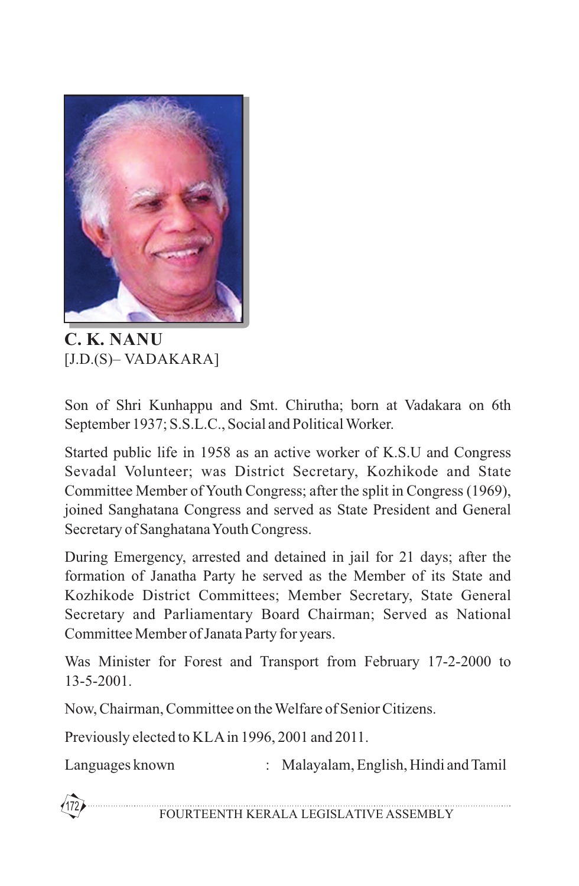**C. K. NANU**
[J.D.(S)– VADAKARA]

Son of Shri Kunhappu and Smt. Chirutha; born at Vadakara on 6th September 1937; S.S.L.C., Social and Political Worker.

Started public life in 1958 as an active worker of K.S.U and Congress Sevadal Volunteer; was District Secretary, Kozhikode and State Committee Member of Youth Congress; after the split in Congress (1969), joined Sanghatana Congress and served as State President and General Secretary of Sanghatana Youth Congress.

During Emergency, arrested and detained in jail for 21 days; after the formation of Janatha Party he served as the Member of its State and Kozhikode District Committees; Member Secretary, State General Secretary and Parliamentary Board Chairman; Served as National Committee Member of Janata Party for years.

Was Minister for Forest and Transport from February 17-2-2000 to 13-5-2001.

Now, Chairman, Committee on the Welfare of Senior Citizens.

Previously elected to KLA in 1996, 2001 and 2011.

Languages known : Malayalam, English, Hindi and Tamil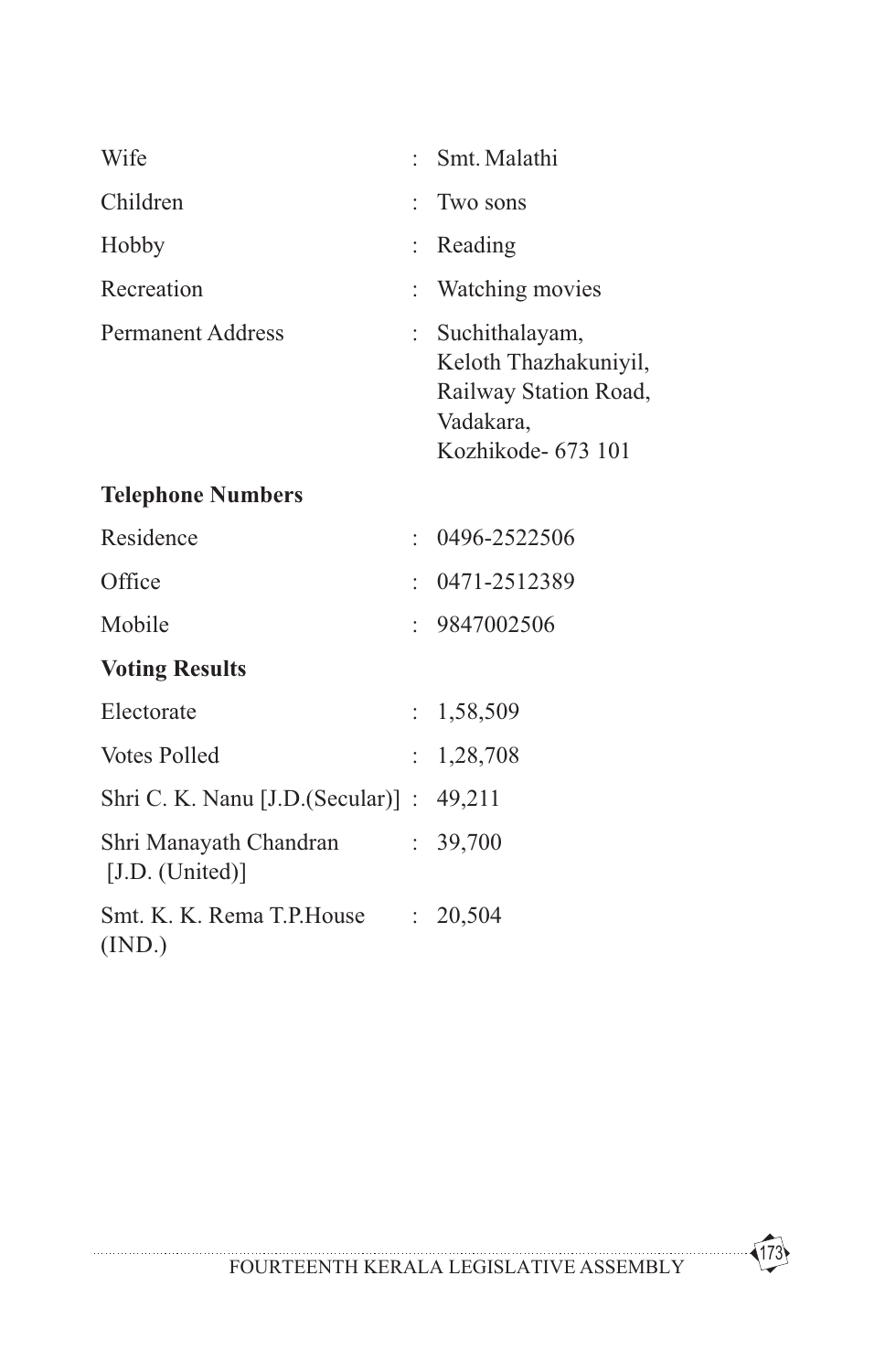| | | |
|---|---|---|
| Wife | : | Smt. Malathi |
| Children | : | Two sons |
| Hobby | : | Reading |
| Recreation | : | Watching movies |
| Permanent Address | : | Suchithalayam, Keloth Thazhakuniyil, Railway Station Road, Vadakara, Kozhikode- 673 101 |

**Telephone Numbers**

| | | |
|---|---|---|
| Residence | : | 0496-2522506 |
| Office | : | 0471-2512389 |
| Mobile | : | 9847002506 |

**Voting Results**

| | | |
|---|---|---|
| Electorate | : | 1,58,509 |
| Votes Polled | : | 1,28,708 |
| Shri C. K. Nanu [J.D.(Secular)] | : | 49,211 |
| Shri Manayath Chandran [J.D. (United)] | : | 39,700 |
| Smt. K. K. Rema T.P.House (IND.) | : | 20,504 |